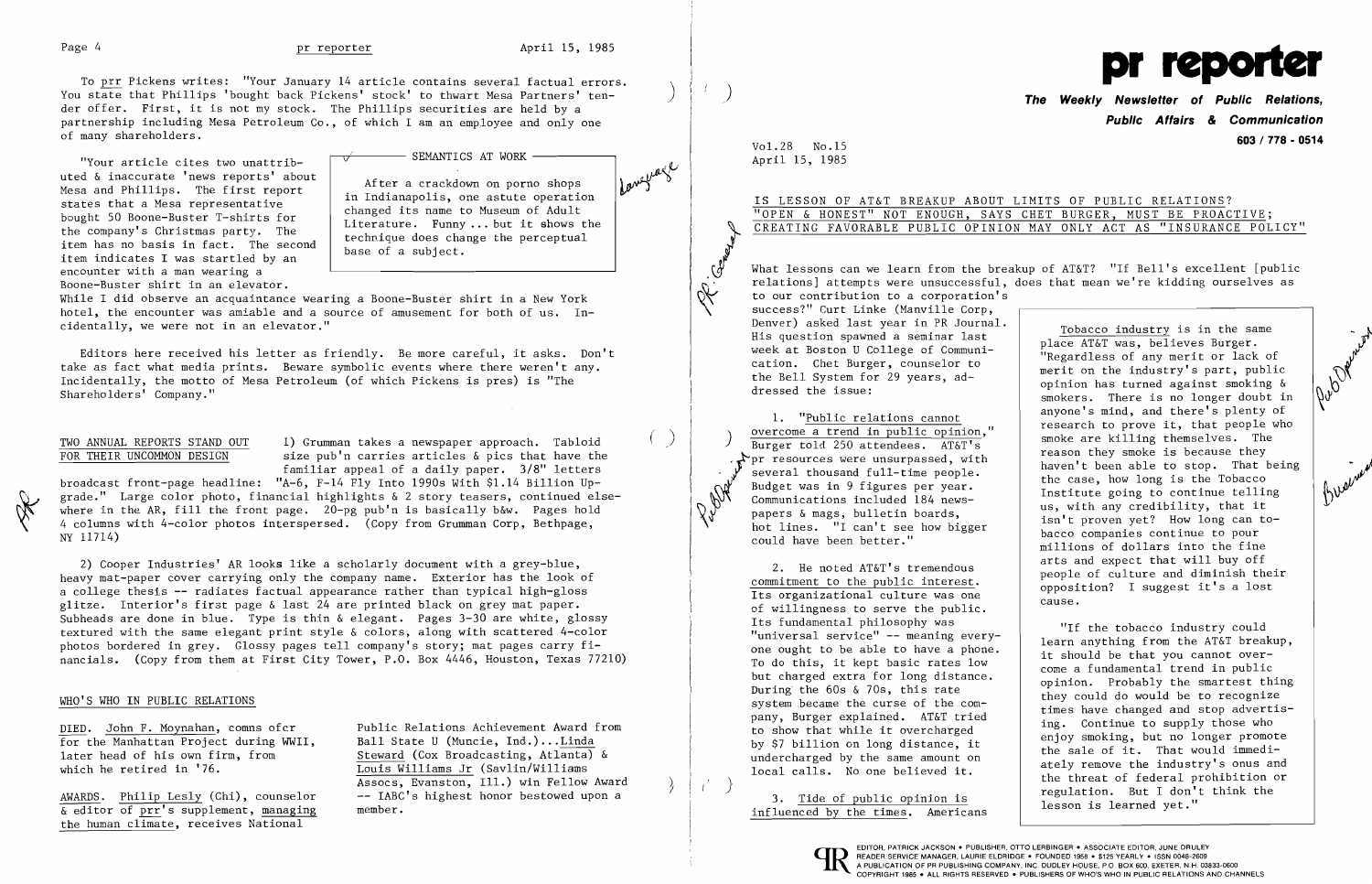To prr Pickens writes: "Your January 14 article contains several factual errors. You state that Phillips 'bought back Pickens' stock' to thwart Mesa Partners' tender offer. First, it is not my stock. The Phillips securities are held by a partnership including Mesa Petroleum Co., of which I am an employee and only one of many shareholders.

"Your article cites two unattributed & inaccurate 'news reports' about Mesa and Phillips. The first report states that a Mesa representative bought 50 Boone-Buster T-shirts for the company's Christmas party. The item has no basis in fact. The second item indicates I was startled by an encounter with a man wearing a Boone-Buster shirt in an elevator. While I did observe an acquaintance wearing a Boone-Buster shirt in a New York hotel, the encounter was amiable and a source of amusement for both of us. Incidentally, we were not in an elevator."

> **SEMANTICS AT WORK**
>
> After a crackdown on porno shops in Indianapolis, one astute operation changed its name to Museum of Adult Literature. Funny ... but it shows the technique does change the perceptual base of a subject.

Editors here received his letter as friendly. Be more careful, it asks. Don't take as fact what media prints. Beware symbolic events where there weren't any. Incidentally, the motto of Mesa Petroleum (of which Pickens is pres) is "The Shareholders' Company."

## TWO ANNUAL REPORTS STAND OUT FOR THEIR UNCOMMON DESIGN

1) Grumman takes a newspaper approach. Tabloid size pub'n carries articles & pics that have the familiar appeal of a daily paper. 3/8" letters broadcast front-page headline: "A-6, F-14 Fly Into 1990s With $1.14 Billion Upgrade." Large color photo, financial highlights & 2 story teasers, continued elsewhere in the AR, fill the front page. 20-pg pub'n is basically b&w. Pages hold 4 columns with 4-color photos interspersed. (Copy from Grumman Corp, Bethpage, NY 11714)

2) Cooper Industries' AR looks like a scholarly document with a grey-blue, heavy mat-paper cover carrying only the company name. Exterior has the look of a college thesis -- radiates factual appearance rather than typical high-gloss glitze. Interior's first page & last 24 are printed black on grey mat paper. Subheads are done in blue. Type is thin & elegant. Pages 3-30 are white, glossy textured with the same elegant print style & colors, along with scattered 4-color photos bordered in grey. Glossy pages tell company's story; mat pages carry financials. (Copy from them at First City Tower, P.O. Box 4446, Houston, Texas 77210)

## WHO'S WHO IN PUBLIC RELATIONS

DIED. John F. Moynahan, comns ofcr for the Manhattan Project during WWII, later head of his own firm, from which he retired in '76.

AWARDS. Philip Lesly (Chi), counselor & editor of prr's supplement, managing the human climate, receives National Public Relations Achievement Award from Ball State U (Muncie, Ind.)...Linda Steward (Cox Broadcasting, Atlanta) & Louis Williams Jr (Savlin/Williams Assocs, Evanston, Ill.) win Fellow Award -- IABC's highest honor bestowed upon a member.

# pr reporter

**The Weekly Newsletter of Public Relations, Public Affairs & Communication**

603 / 778 - 0514

Vol.28 No.15
April 15, 1985

## IS LESSON OF AT&T BREAKUP ABOUT LIMITS OF PUBLIC RELATIONS? "OPEN & HONEST" NOT ENOUGH, SAYS CHET BURGER, MUST BE PROACTIVE; CREATING FAVORABLE PUBLIC OPINION MAY ONLY ACT AS "INSURANCE POLICY"

What lessons can we learn from the breakup of AT&T? "If Bell's excellent [public relations] attempts were unsuccessful, does that mean we're kidding ourselves as to our contribution to a corporation's success?" Curt Linke (Manville Corp, Denver) asked last year in PR Journal. His question spawned a seminar last week at Boston U College of Communication. Chet Burger, counselor to the Bell System for 29 years, addressed the issue:

1. "Public relations cannot overcome a trend in public opinion," Burger told 250 attendees. AT&T's pr resources were unsurpassed, with several thousand full-time people. Budget was in 9 figures per year. Communications included 184 newspapers & mags, bulletin boards, hot lines. "I can't see how bigger could have been better."

2. He noted AT&T's tremendous commitment to the public interest. Its organizational culture was one of willingness to serve the public. Its fundamental philosophy was "universal service" -- meaning everyone ought to be able to have a phone. To do this, it kept basic rates low but charged extra for long distance. During the 60s & 70s, this rate system became the curse of the company, Burger explained. AT&T tried to show that while it overcharged by $7 billion on long distance, it undercharged by the same amount on local calls. No one believed it.

3. Tide of public opinion is influenced by the times. Americans

> Tobacco industry is in the same place AT&T was, believes Burger. "Regardless of any merit or lack of merit on the industry's part, public opinion has turned against smoking & smokers. There is no longer doubt in anyone's mind, and there's plenty of research to prove it, that people who smoke are killing themselves. The reason they smoke is because they haven't been able to stop. That being the case, how long is the Tobacco Institute going to continue telling us, with any credibility, that it isn't proven yet? How long can tobacco companies continue to pour millions of dollars into the fine arts and expect that will buy off people of culture and diminish their opposition? I suggest it's a lost cause.
>
> "If the tobacco industry could learn anything from the AT&T breakup, it should be that you cannot overcome a fundamental trend in public opinion. Probably the smartest thing they could do would be to recognize times have changed and stop advertising. Continue to supply those who enjoy smoking, but no longer promote the sale of it. That would immediately remove the industry's onus and the threat of federal prohibition or regulation. But I don't think the lesson is learned yet."

EDITOR, PATRICK JACKSON • PUBLISHER, OTTO LERBINGER • ASSOCIATE EDITOR, JUNE DRULEY
READER SERVICE MANAGER, LAURIE ELDRIDGE • FOUNDED 1958 • $125 YEARLY • ISSN 0048-2609
A PUBLICATION OF PR PUBLISHING COMPANY, INC. DUDLEY HOUSE, P.O. BOX 600, EXETER, N.H. 03833-0600
COPYRIGHT 1985 • ALL RIGHTS RESERVED • PUBLISHERS OF WHO'S WHO IN PUBLIC RELATIONS AND CHANNELS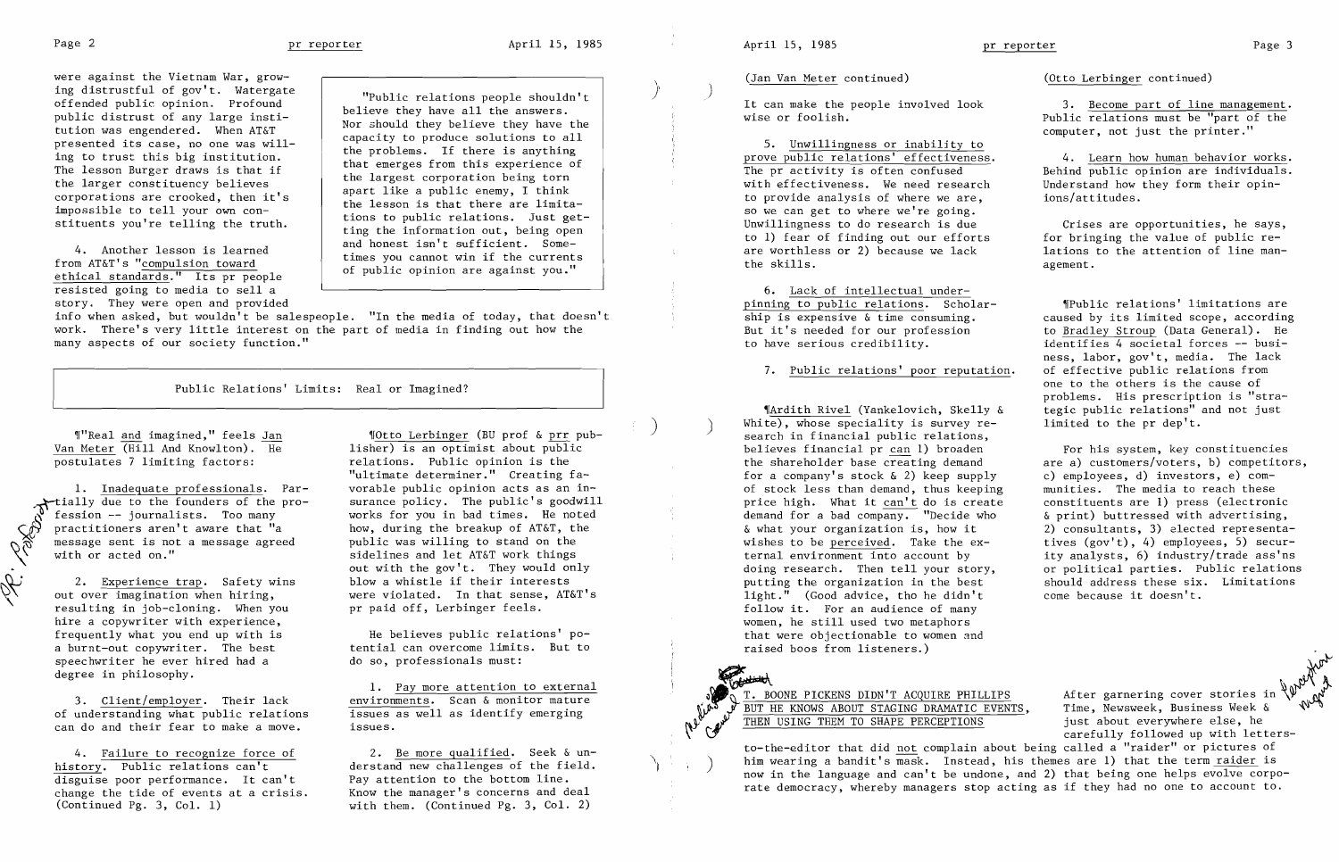were against the Vietnam War, growing distrustful of gov't. Watergate offended public opinion. Profound public distrust of any large institution was engendered. When AT&T presented its case, no one was willing to trust this big institution. The lesson Burger draws is that if the larger constituency believes corporations are crooked, then it's impossible to tell your own constituents you're telling the truth.

> "Public relations people shouldn't believe they have all the answers. Nor should they believe they have the capacity to produce solutions to all the problems. If there is anything that emerges from this experience of the largest corporation being torn apart like a public enemy, I think the lesson is that there are limitations to public relations. Just getting the information out, being open and honest isn't sufficient. Sometimes you cannot win if the currents of public opinion are against you."

4. Another lesson is learned from AT&T's "compulsion toward ethical standards." Its pr people resisted going to media to sell a story. They were open and provided info when asked, but wouldn't be salespeople. "In the media of today, that doesn't work. There's very little interest on the part of media in finding out how the many aspects of our society function."

## Public Relations' Limits: Real or Imagined?

¶"Real and imagined," feels Jan Van Meter (Hill And Knowlton). He postulates 7 limiting factors:

1. Inadequate professionals. Partially due to the founders of the profession -- journalists. Too many practitioners aren't aware that "a message sent is not a message agreed with or acted on."

2. Experience trap. Safety wins out over imagination when hiring, resulting in job-cloning. When you hire a copywriter with experience, frequently what you end up with is a burnt-out copywriter. The best speechwriter he ever hired had a degree in philosophy.

3. Client/employer. Their lack of understanding what public relations can do and their fear to make a move.

4. Failure to recognize force of history. Public relations can't disguise poor performance. It can't change the tide of events at a crisis. It can make the people involved look wise or foolish.

5. Unwillingness or inability to prove public relations' effectiveness. The pr activity is often confused with effectiveness. We need research to provide analysis of where we are, so we can get to where we're going. Unwillingness to do research is due to 1) fear of finding out our efforts are worthless or 2) because we lack the skills.

6. Lack of intellectual underpinning to public relations. Scholarship is expensive & time consuming. But it's needed for our profession to have serious credibility.

7. Public relations' poor reputation.

¶Otto Lerbinger (BU prof & prr publisher) is an optimist about public relations. Public opinion is the "ultimate determiner." Creating favorable public opinion acts as an insurance policy. The public's goodwill works for you in bad times. He noted how, during the breakup of AT&T, the public was willing to stand on the sidelines and let AT&T work things out with the gov't. They would only blow a whistle if their interests were violated. In that sense, AT&T's pr paid off, Lerbinger feels.

He believes public relations' potential can overcome limits. But to do so, professionals must:

1. Pay more attention to external environments. Scan & monitor mature issues as well as identify emerging issues.

2. Be more qualified. Seek & understand new challenges of the field. Pay attention to the bottom line. Know the manager's concerns and deal with them.

3. Become part of line management. Public relations must be "part of the computer, not just the printer."

4. Learn how human behavior works. Behind public opinion are individuals. Understand how they form their opinions/attitudes.

Crises are opportunities, he says, for bringing the value of public relations to the attention of line management.

¶Ardith Rivel (Yankelovich, Skelly & White), whose speciality is survey research in financial public relations, believes financial pr can 1) broaden the shareholder base creating demand for a company's stock & 2) keep supply of stock less than demand, thus keeping price high. What it can't do is create demand for a bad company. "Decide who & what your organization is, how it wishes to be perceived. Take the external environment into account by doing research. Then tell your story, putting the organization in the best light." (Good advice, tho he didn't follow it. For an audience of many women, he still used two metaphors that were objectionable to women and raised boos from listeners.)

¶Public relations' limitations are caused by its limited scope, according to Bradley Stroup (Data General). He identifies 4 societal forces -- business, labor, gov't, media. The lack of effective public relations from one to the others is the cause of problems. His prescription is "strategic public relations" and not just limited to the pr dep't.

For his system, key constituencies are a) customers/voters, b) competitors, c) employees, d) investors, e) communities. The media to reach these constituents are 1) press (electronic & print) buttressed with advertising, 2) consultants, 3) elected representatives (gov't), 4) employees, 5) security analysts, 6) industry/trade ass'ns or political parties. Public relations should address these six. Limitations come because it doesn't.

## T. BOONE PICKENS DIDN'T ACQUIRE PHILLIPS BUT HE KNOWS ABOUT STAGING DRAMATIC EVENTS, THEN USING THEM TO SHAPE PERCEPTIONS

After garnering cover stories in Time, Newsweek, Business Week & just about everywhere else, he carefully followed up with letters-to-the-editor that did not complain about being called a "raider" or pictures of him wearing a bandit's mask. Instead, his themes are 1) that the term raider is now in the language and can't be undone, and 2) that being one helps evolve corporate democracy, whereby managers stop acting as if they had no one to account to.